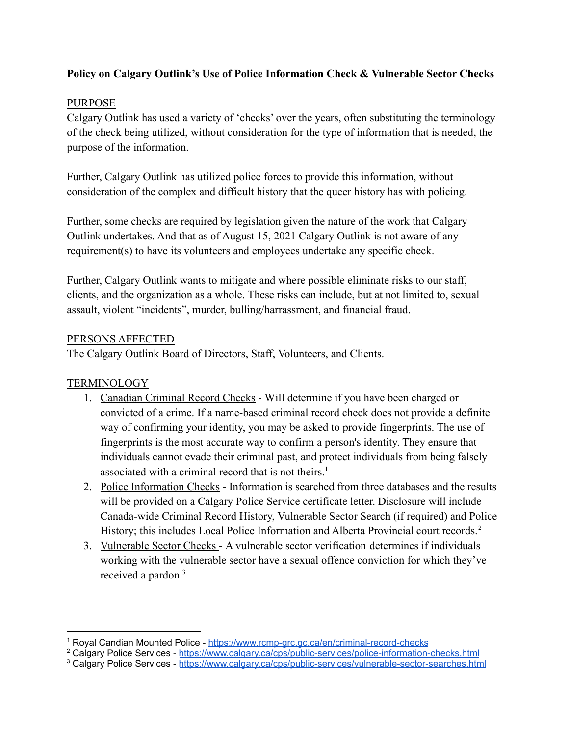**Policy on Calgary Outlink's Use of Police Information Check & Vulnerable Sector Checks**

PURPOSE

Calgary Outlink has used a variety of 'checks' over the years, often substituting the terminology of the check being utilized, without consideration for the type of information that is needed, the purpose of the information.

Further, Calgary Outlink has utilized police forces to provide this information, without consideration of the complex and difficult history that the queer history has with policing.

Further, some checks are required by legislation given the nature of the work that Calgary Outlink undertakes. And that as of August 15, 2021 Calgary Outlink is not aware of any requirement(s) to have its volunteers and employees undertake any specific check.

Further, Calgary Outlink wants to mitigate and where possible eliminate risks to our staff, clients, and the organization as a whole. These risks can include, but at not limited to, sexual assault, violent "incidents", murder, bulling/harrassment, and financial fraud.

PERSONS AFFECTED

The Calgary Outlink Board of Directors, Staff, Volunteers, and Clients.

TERMINOLOGY

1. Canadian Criminal Record Checks - Will determine if you have been charged or convicted of a crime. If a name-based criminal record check does not provide a definite way of confirming your identity, you may be asked to provide fingerprints. The use of fingerprints is the most accurate way to confirm a person's identity. They ensure that individuals cannot evade their criminal past, and protect individuals from being falsely associated with a criminal record that is not theirs.[1]
2. Police Information Checks - Information is searched from three databases and the results will be provided on a Calgary Police Service certificate letter. Disclosure will include Canada-wide Criminal Record History, Vulnerable Sector Search (if required) and Police History; this includes Local Police Information and Alberta Provincial court records.[2]
3. Vulnerable Sector Checks - A vulnerable sector verification determines if individuals working with the vulnerable sector have a sexual offence conviction for which they've received a pardon.[3]

---

[1] Royal Candian Mounted Police - https://www.rcmp-grc.gc.ca/en/criminal-record-checks

[2] Calgary Police Services - https://www.calgary.ca/cps/public-services/police-information-checks.html

[3] Calgary Police Services - https://www.calgary.ca/cps/public-services/vulnerable-sector-searches.html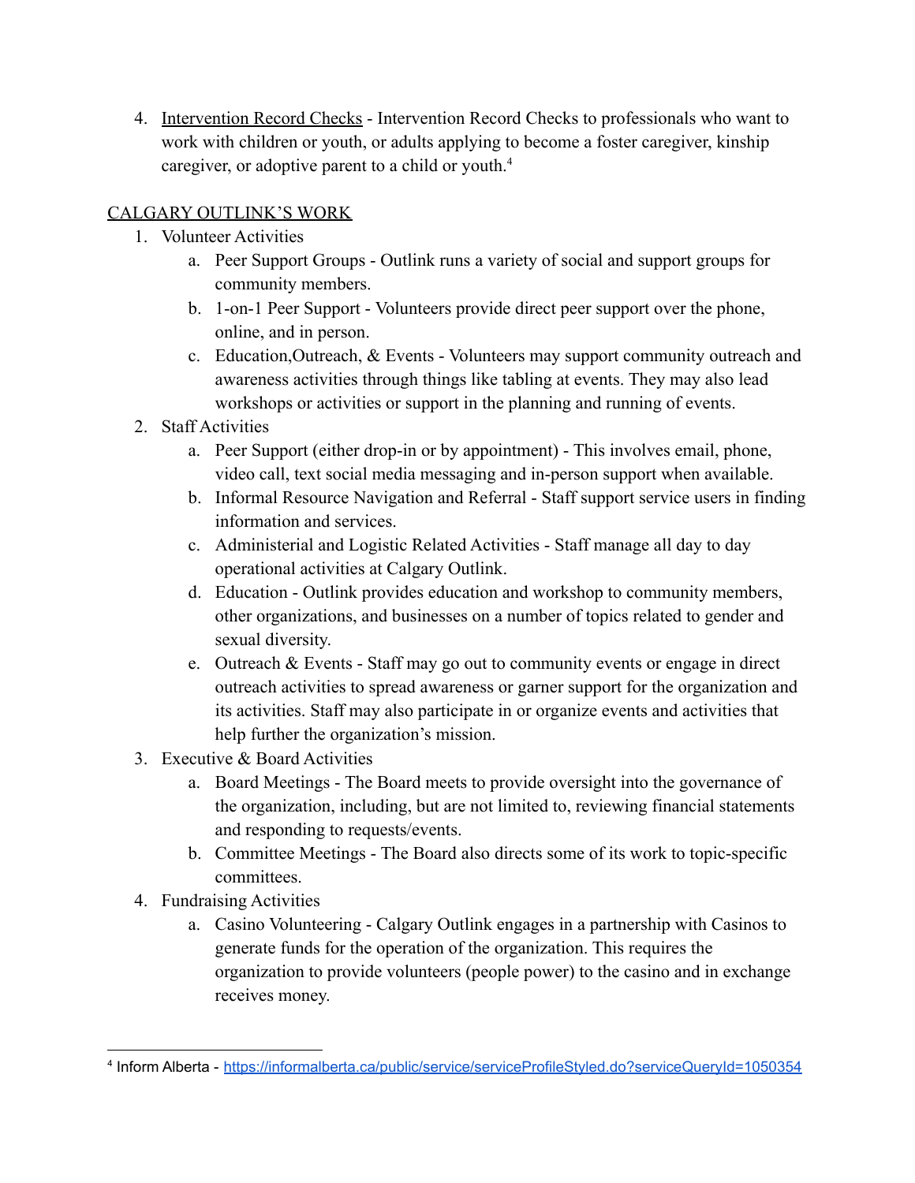4. <u>Intervention Record Checks</u> - Intervention Record Checks to professionals who want to work with children or youth, or adults applying to become a foster caregiver, kinship caregiver, or adoptive parent to a child or youth.[4]

<u>CALGARY OUTLINK'S WORK</u>

1. Volunteer Activities
    a. Peer Support Groups - Outlink runs a variety of social and support groups for community members.
    b. 1-on-1 Peer Support - Volunteers provide direct peer support over the phone, online, and in person.
    c. Education,Outreach, & Events - Volunteers may support community outreach and awareness activities through things like tabling at events. They may also lead workshops or activities or support in the planning and running of events.
2. Staff Activities
    a. Peer Support (either drop-in or by appointment) - This involves email, phone, video call, text social media messaging and in-person support when available.
    b. Informal Resource Navigation and Referral - Staff support service users in finding information and services.
    c. Administerial and Logistic Related Activities - Staff manage all day to day operational activities at Calgary Outlink.
    d. Education - Outlink provides education and workshop to community members, other organizations, and businesses on a number of topics related to gender and sexual diversity.
    e. Outreach & Events - Staff may go out to community events or engage in direct outreach activities to spread awareness or garner support for the organization and its activities. Staff may also participate in or organize events and activities that help further the organization's mission.
3. Executive & Board Activities
    a. Board Meetings - The Board meets to provide oversight into the governance of the organization, including, but are not limited to, reviewing financial statements and responding to requests/events.
    b. Committee Meetings - The Board also directs some of its work to topic-specific committees.
4. Fundraising Activities
    a. Casino Volunteering - Calgary Outlink engages in a partnership with Casinos to generate funds for the operation of the organization. This requires the organization to provide volunteers (people power) to the casino and in exchange receives money.

---

[4] Inform Alberta - https://informalberta.ca/public/service/serviceProfileStyled.do?serviceQueryId=1050354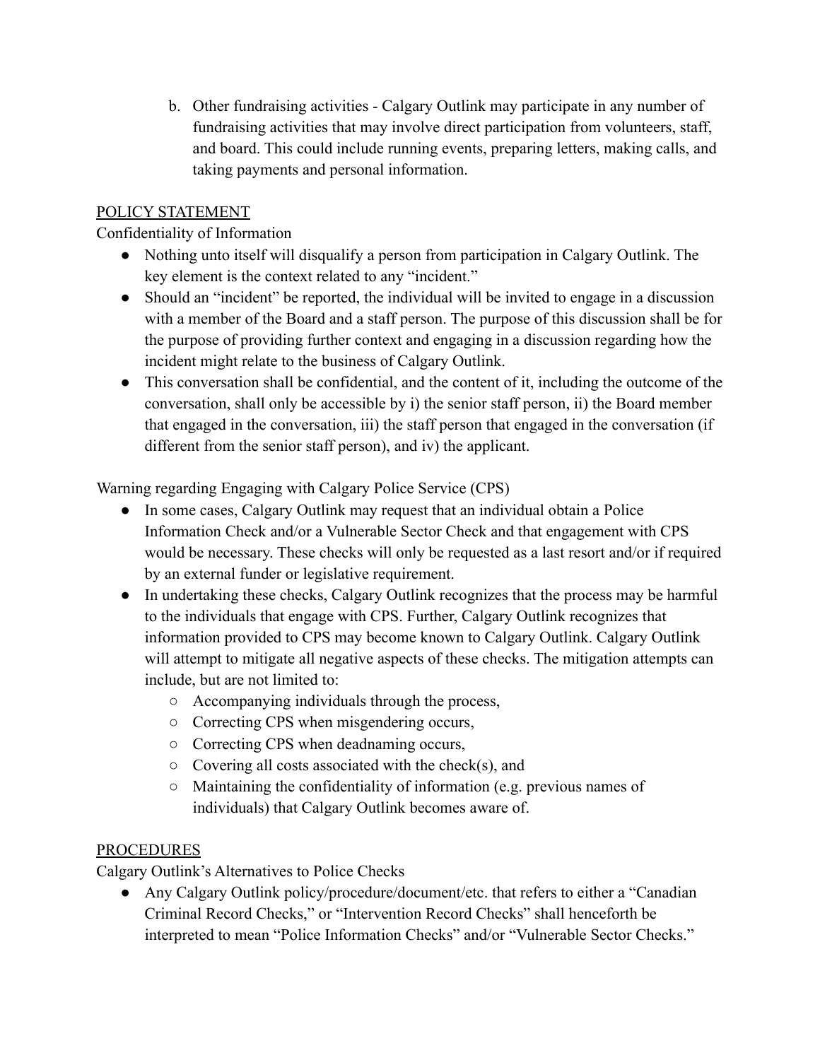b. Other fundraising activities - Calgary Outlink may participate in any number of fundraising activities that may involve direct participation from volunteers, staff, and board. This could include running events, preparing letters, making calls, and taking payments and personal information.

## POLICY STATEMENT

Confidentiality of Information

- Nothing unto itself will disqualify a person from participation in Calgary Outlink. The key element is the context related to any "incident."
- Should an "incident" be reported, the individual will be invited to engage in a discussion with a member of the Board and a staff person. The purpose of this discussion shall be for the purpose of providing further context and engaging in a discussion regarding how the incident might relate to the business of Calgary Outlink.
- This conversation shall be confidential, and the content of it, including the outcome of the conversation, shall only be accessible by i) the senior staff person, ii) the Board member that engaged in the conversation, iii) the staff person that engaged in the conversation (if different from the senior staff person), and iv) the applicant.

Warning regarding Engaging with Calgary Police Service (CPS)

- In some cases, Calgary Outlink may request that an individual obtain a Police Information Check and/or a Vulnerable Sector Check and that engagement with CPS would be necessary. These checks will only be requested as a last resort and/or if required by an external funder or legislative requirement.
- In undertaking these checks, Calgary Outlink recognizes that the process may be harmful to the individuals that engage with CPS. Further, Calgary Outlink recognizes that information provided to CPS may become known to Calgary Outlink. Calgary Outlink will attempt to mitigate all negative aspects of these checks. The mitigation attempts can include, but are not limited to:
  - Accompanying individuals through the process,
  - Correcting CPS when misgendering occurs,
  - Correcting CPS when deadnaming occurs,
  - Covering all costs associated with the check(s), and
  - Maintaining the confidentiality of information (e.g. previous names of individuals) that Calgary Outlink becomes aware of.

## PROCEDURES

Calgary Outlink's Alternatives to Police Checks

- Any Calgary Outlink policy/procedure/document/etc. that refers to either a "Canadian Criminal Record Checks," or "Intervention Record Checks" shall henceforth be interpreted to mean "Police Information Checks" and/or "Vulnerable Sector Checks."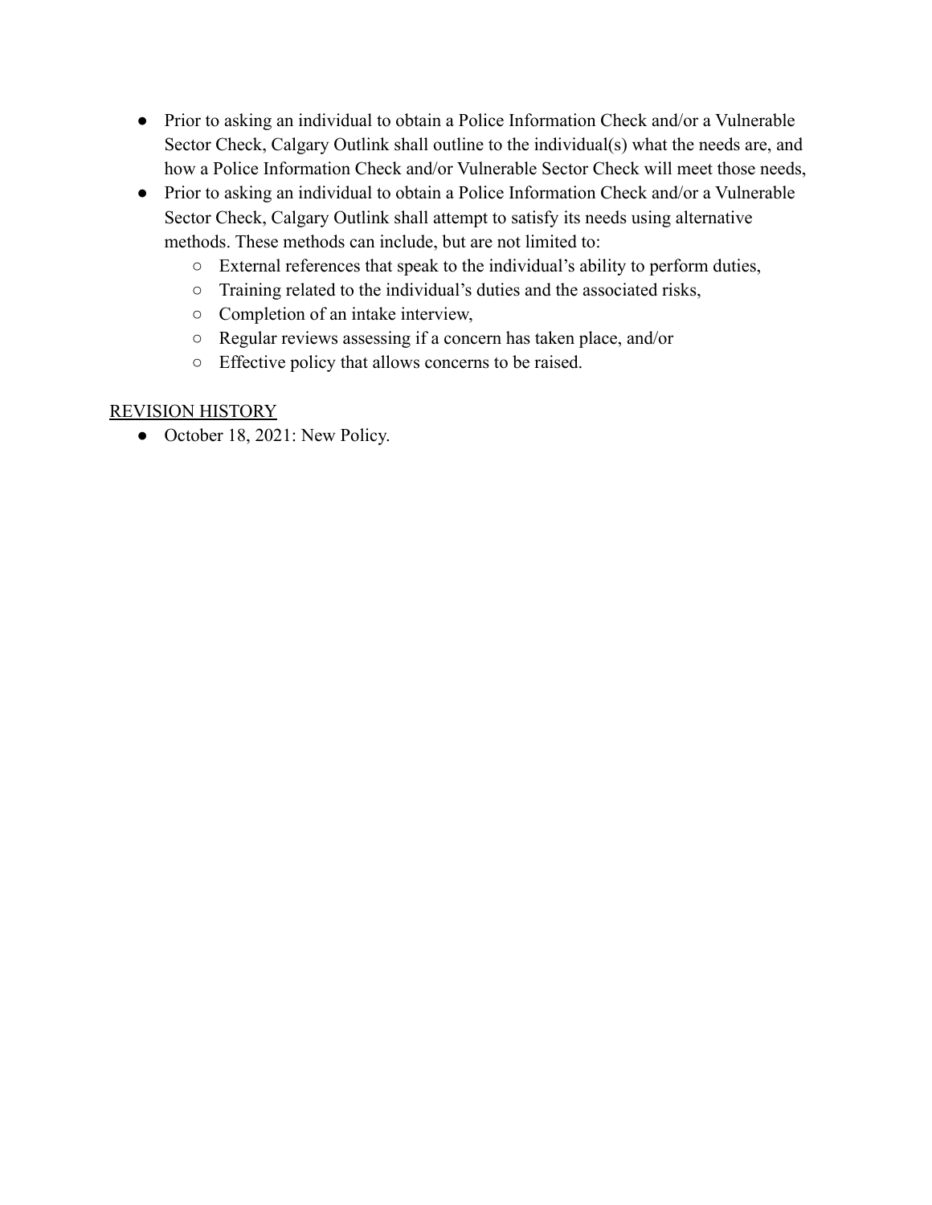- Prior to asking an individual to obtain a Police Information Check and/or a Vulnerable Sector Check, Calgary Outlink shall outline to the individual(s) what the needs are, and how a Police Information Check and/or Vulnerable Sector Check will meet those needs,
- Prior to asking an individual to obtain a Police Information Check and/or a Vulnerable Sector Check, Calgary Outlink shall attempt to satisfy its needs using alternative methods. These methods can include, but are not limited to:
  - External references that speak to the individual's ability to perform duties,
  - Training related to the individual's duties and the associated risks,
  - Completion of an intake interview,
  - Regular reviews assessing if a concern has taken place, and/or
  - Effective policy that allows concerns to be raised.

<u>REVISION HISTORY</u>

- October 18, 2021: New Policy.